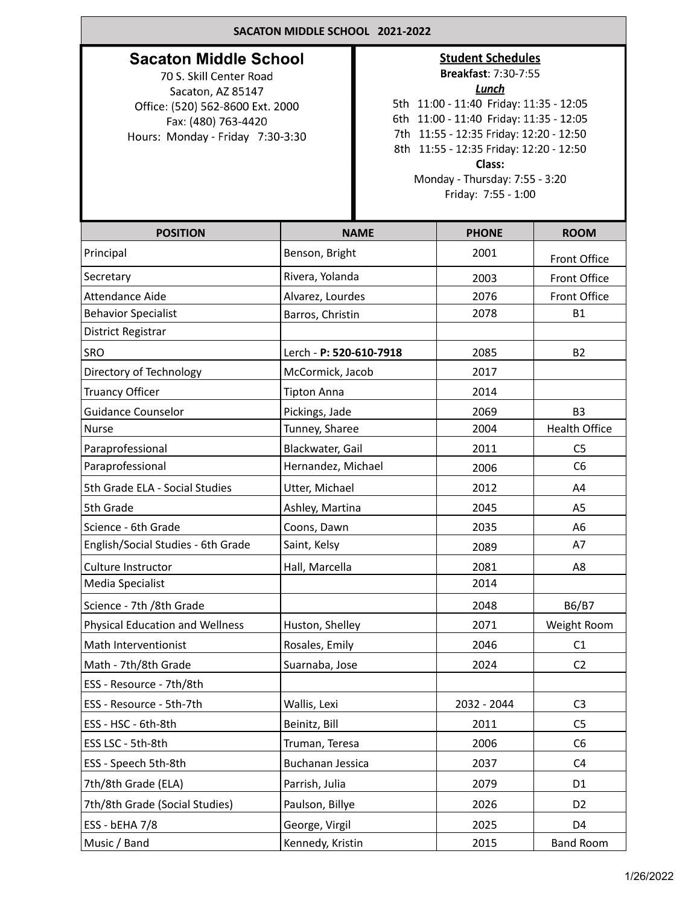# SACATON MIDDLE SCHOOL 2021-2022

## Sacaton Middle School

70 S. Skill Center Road
Sacaton, AZ 85147
Office: (520) 562-8600 Ext. 2000
Fax: (480) 763-4420
Hours: Monday - Friday 7:30-3:30

**Student Schedules**

**Breakfast**: 7:30-7:55

***Lunch***

5th 11:00 - 11:40 Friday: 11:35 - 12:05
6th 11:00 - 11:40 Friday: 11:35 - 12:05
7th 11:55 - 12:35 Friday: 12:20 - 12:50
8th 11:55 - 12:35 Friday: 12:20 - 12:50

**Class:**

Monday - Thursday: 7:55 - 3:20
Friday: 7:55 - 1:00

| POSITION | NAME | PHONE | ROOM |
|---|---|---|---|
| Principal | Benson, Bright | 2001 | Front Office |
| Secretary | Rivera, Yolanda | 2003 | Front Office |
| Attendance Aide | Alvarez, Lourdes | 2076 | Front Office |
| Behavior Specialist | Barros, Christin | 2078 | B1 |
| District Registrar | | | |
| SRO | Lerch - **P: 520-610-7918** | 2085 | B2 |
| Directory of Technology | McCormick, Jacob | 2017 | |
| Truancy Officer | Tipton Anna | 2014 | |
| Guidance Counselor | Pickings, Jade | 2069 | B3 |
| Nurse | Tunney, Sharee | 2004 | Health Office |
| Paraprofessional | Blackwater, Gail | 2011 | C5 |
| Paraprofessional | Hernandez, Michael | 2006 | C6 |
| 5th Grade ELA - Social Studies | Utter, Michael | 2012 | A4 |
| 5th Grade | Ashley, Martina | 2045 | A5 |
| Science - 6th Grade | Coons, Dawn | 2035 | A6 |
| English/Social Studies - 6th Grade | Saint, Kelsy | 2089 | A7 |
| Culture Instructor | Hall, Marcella | 2081 | A8 |
| Media Specialist | | 2014 | |
| Science - 7th /8th Grade | | 2048 | B6/B7 |
| Physical Education and Wellness | Huston, Shelley | 2071 | Weight Room |
| Math Interventionist | Rosales, Emily | 2046 | C1 |
| Math - 7th/8th Grade | Suarnaba, Jose | 2024 | C2 |
| ESS - Resource - 7th/8th | | | |
| ESS - Resource - 5th-7th | Wallis, Lexi | 2032 - 2044 | C3 |
| ESS - HSC - 6th-8th | Beinitz, Bill | 2011 | C5 |
| ESS LSC - 5th-8th | Truman, Teresa | 2006 | C6 |
| ESS - Speech 5th-8th | Buchanan Jessica | 2037 | C4 |
| 7th/8th Grade (ELA) | Parrish, Julia | 2079 | D1 |
| 7th/8th Grade (Social Studies) | Paulson, Billye | 2026 | D2 |
| ESS - bEHA 7/8 | George, Virgil | 2025 | D4 |
| Music / Band | Kennedy, Kristin | 2015 | Band Room |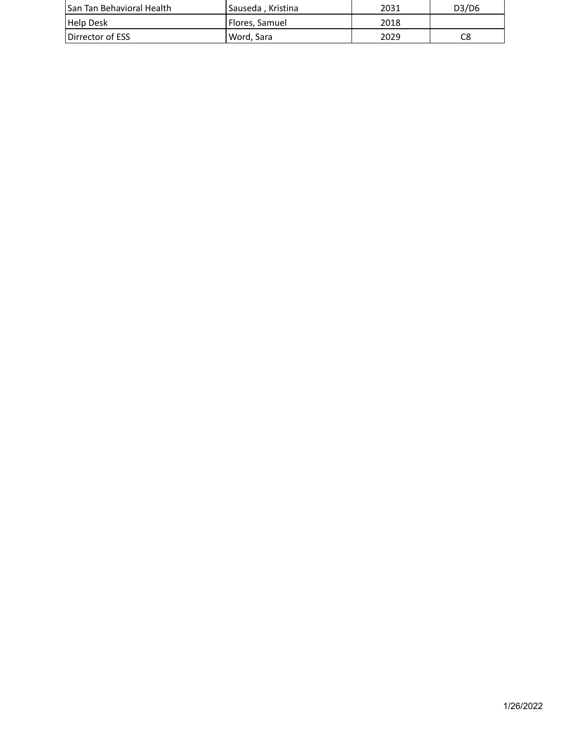| | | | |
|---|---|---|---|
| San Tan Behavioral Health | Sauseda , Kristina | 2031 | D3/D6 |
| Help Desk | Flores, Samuel | 2018 | |
| Dirrector of ESS | Word, Sara | 2029 | C8 |

1/26/2022